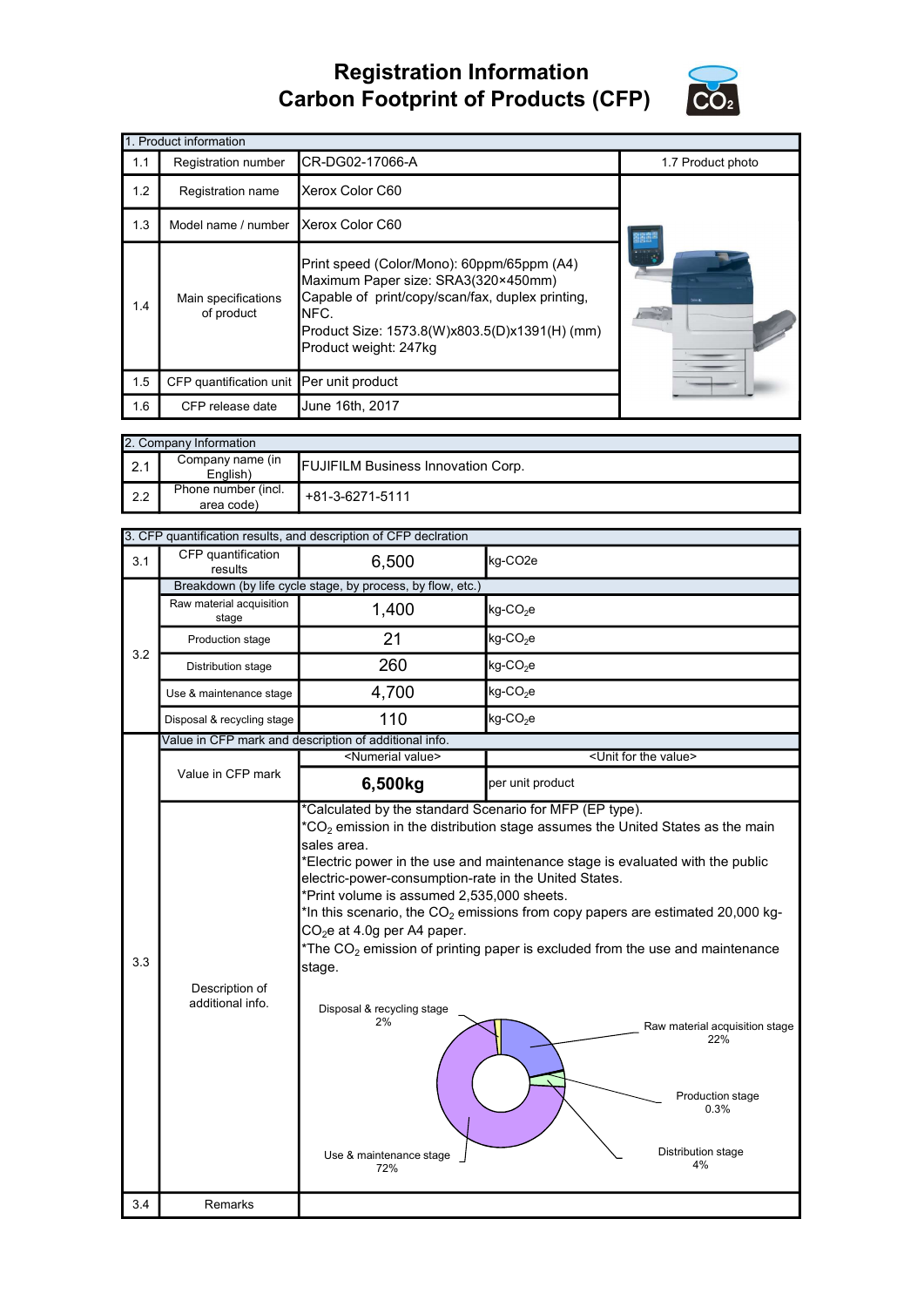# Registration Information
# Carbon Footprint of Products (CFP)

| 1. Product information | | | |
|---|---|---|---|
| 1.1 | Registration number | CR-DG02-17066-A | 1.7 Product photo |
| 1.2 | Registration name | Xerox Color C60 | |
| 1.3 | Model name / number | Xerox Color C60 | |
| 1.4 | Main specifications of product | Print speed (Color/Mono): 60ppm/65ppm (A4)<br>Maximum Paper size: SRA3(320×450mm)<br>Capable of print/copy/scan/fax, duplex printing, NFC.<br>Product Size: 1573.8(W)x803.5(D)x1391(H) (mm)<br>Product weight: 247kg | |
| 1.5 | CFP quantification unit | Per unit product | |
| 1.6 | CFP release date | June 16th, 2017 | |

| 2. Company Information | | |
|---|---|---|
| 2.1 | Company name (in English) | FUJIFILM Business Innovation Corp. |
| 2.2 | Phone number (incl. area code) | +81-3-6271-5111 |

| 3. CFP quantification results, and description of CFP declration | | | |
|---|---|---|---|
| 3.1 | CFP quantification results | 6,500 | kg-CO2e |
| 3.2 | Breakdown (by life cycle stage, by process, by flow, etc.) | | |
| | Raw material acquisition stage | 1,400 | kg-$CO_2$e |
| | Production stage | 21 | kg-$CO_2$e |
| | Distribution stage | 260 | kg-$CO_2$e |
| | Use & maintenance stage | 4,700 | kg-$CO_2$e |
| | Disposal & recycling stage | 110 | kg-$CO_2$e |
| 3.3 | Value in CFP mark and description of additional info. | | |
| | | <Numerial value> | <Unit for the value> |
| | Value in CFP mark | **6,500kg** | per unit product |
| | Description of additional info. | *Calculated by the standard Scenario for MFP (EP type).<br>*$CO_2$ emission in the distribution stage assumes the United States as the main sales area.<br>*Electric power in the use and maintenance stage is evaluated with the public electric-power-consumption-rate in the United States.<br>*Print volume is assumed 2,535,000 sheets.<br>*In this scenario, the $CO_2$ emissions from copy papers are estimated 20,000 kg-$CO_2$e at 4.0g per A4 paper.<br>*The $CO_2$ emission of printing paper is excluded from the use and maintenance stage.<br><br>Disposal & recycling stage 2%<br>Raw material acquisition stage 22%<br>Production stage 0.3%<br>Distribution stage 4%<br>Use & maintenance stage 72% | |
| 3.4 | Remarks | | |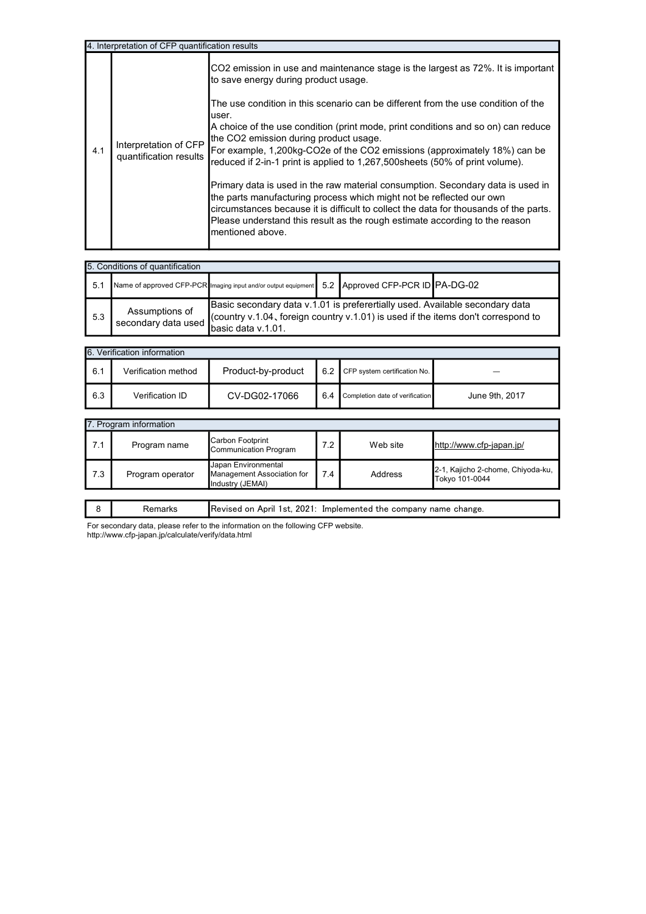## 4. Interpretation of CFP quantification results

| | | |
|---|---|---|
| 4.1 | Interpretation of CFP quantification results | $CO_2$ emission in use and maintenance stage is the largest as 72%. It is important to save energy during product usage.<br><br>The use condition in this scenario can be different from the use condition of the user.<br>A choice of the use condition (print mode, print conditions and so on) can reduce the $CO_2$ emission during product usage.<br>For example, 1,200kg-$CO_2$e of the $CO_2$ emissions (approximately 18%) can be reduced if 2-in-1 print is applied to 1,267,500sheets (50% of print volume).<br><br>Primary data is used in the raw material consumption. Secondary data is used in the parts manufacturing process which might not be reflected our own circumstances because it is difficult to collect the data for thousands of the parts. Please understand this result as the rough estimate according to the reason mentioned above. |

## 5. Conditions of quantification

| | | | | | |
|---|---|---|---|---|---|
| 5.1 | Name of approved CFP-PCR | Imaging input and/or output equipment | 5.2 | Approved CFP-PCR ID | PA-DG-02 |
| 5.3 | Assumptions of secondary data used | Basic secondary data v.1.01 is preferertially used. Available secondary data (country v.1.04、foreign country v.1.01) is used if the items don't correspond to basic data v.1.01. | | | |

## 6. Verification information

| | | | | | |
|---|---|---|---|---|---|
| 6.1 | Verification method | Product-by-product | 6.2 | CFP system certification No. | — |
| 6.3 | Verification ID | CV-DG02-17066 | 6.4 | Completion date of verification | June 9th, 2017 |

## 7. Program information

| | | | | | |
|---|---|---|---|---|---|
| 7.1 | Program name | Carbon Footprint Communication Program | 7.2 | Web site | http://www.cfp-japan.jp/ |
| 7.3 | Program operator | Japan Environmental Management Association for Industry (JEMAI) | 7.4 | Address | 2-1, Kajicho 2-chome, Chiyoda-ku, Tokyo 101-0044 |

| | | |
|---|---|---|
| 8 | Remarks | Revised on April 1st, 2021: Implemented the company name change. |

For secondary data, please refer to the information on the following CFP website.
http://www.cfp-japan.jp/calculate/verify/data.html